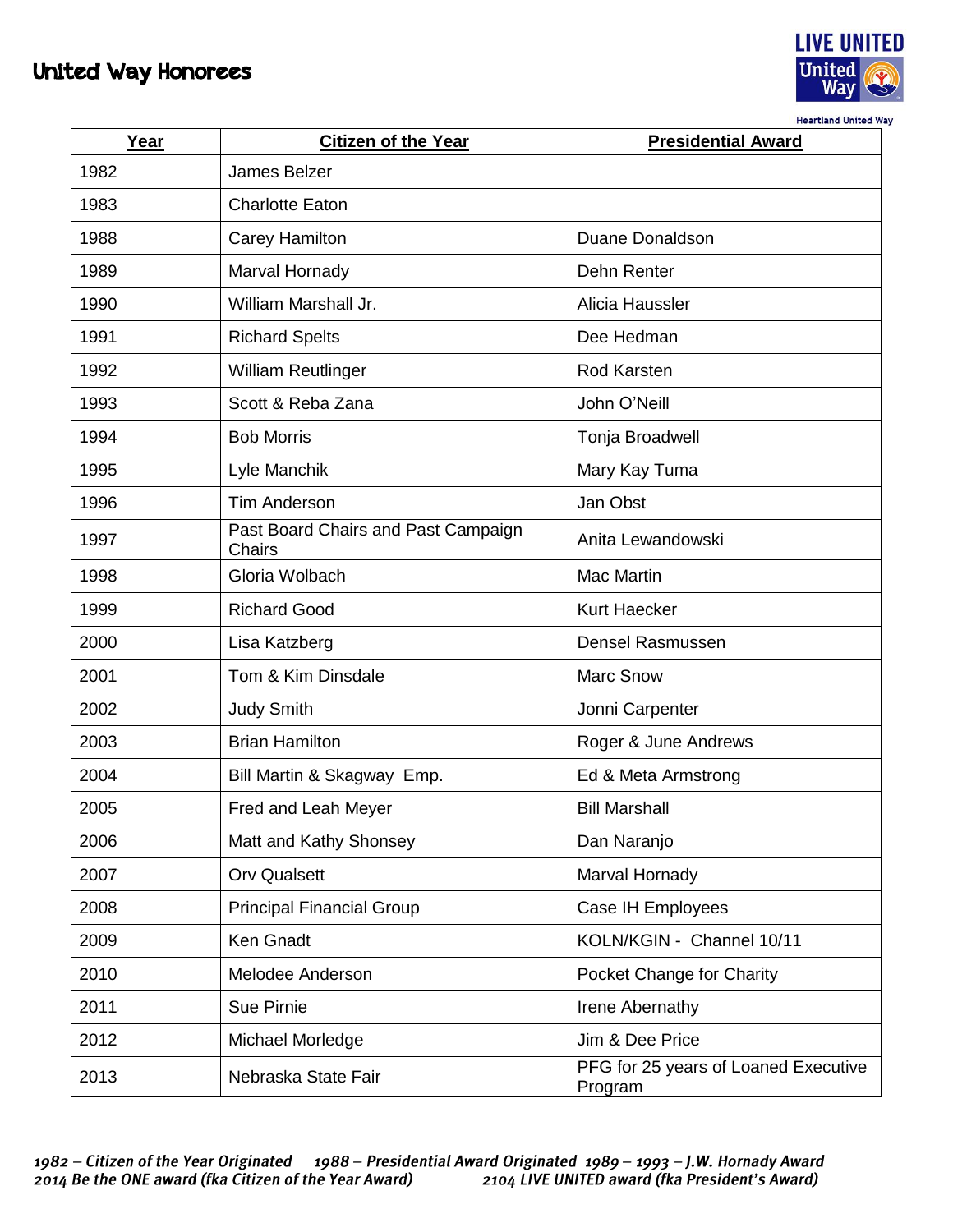# United Way Honorees

LIVE UNITED
United Way
Heartland United Way

| Year | Citizen of the Year | Presidential Award |
|---|---|---|
| 1982 | James Belzer | |
| 1983 | Charlotte Eaton | |
| 1988 | Carey Hamilton | Duane Donaldson |
| 1989 | Marval Hornady | Dehn Renter |
| 1990 | William Marshall Jr. | Alicia Haussler |
| 1991 | Richard Spelts | Dee Hedman |
| 1992 | William Reutlinger | Rod Karsten |
| 1993 | Scott & Reba Zana | John O'Neill |
| 1994 | Bob Morris | Tonja Broadwell |
| 1995 | Lyle Manchik | Mary Kay Tuma |
| 1996 | Tim Anderson | Jan Obst |
| 1997 | Past Board Chairs and Past Campaign Chairs | Anita Lewandowski |
| 1998 | Gloria Wolbach | Mac Martin |
| 1999 | Richard Good | Kurt Haecker |
| 2000 | Lisa Katzberg | Densel Rasmussen |
| 2001 | Tom & Kim Dinsdale | Marc Snow |
| 2002 | Judy Smith | Jonni Carpenter |
| 2003 | Brian Hamilton | Roger & June Andrews |
| 2004 | Bill Martin & Skagway Emp. | Ed & Meta Armstrong |
| 2005 | Fred and Leah Meyer | Bill Marshall |
| 2006 | Matt and Kathy Shonsey | Dan Naranjo |
| 2007 | Orv Qualsett | Marval Hornady |
| 2008 | Principal Financial Group | Case IH Employees |
| 2009 | Ken Gnadt | KOLN/KGIN - Channel 10/11 |
| 2010 | Melodee Anderson | Pocket Change for Charity |
| 2011 | Sue Pirnie | Irene Abernathy |
| 2012 | Michael Morledge | Jim & Dee Price |
| 2013 | Nebraska State Fair | PFG for 25 years of Loaned Executive Program |

*1982 – Citizen of the Year Originated* *1988 – Presidential Award Originated* *1989 – 1993 – J.W. Hornady Award*
*2014 Be the ONE award (fka Citizen of the Year Award)* *2104 LIVE UNITED award (fka President's Award)*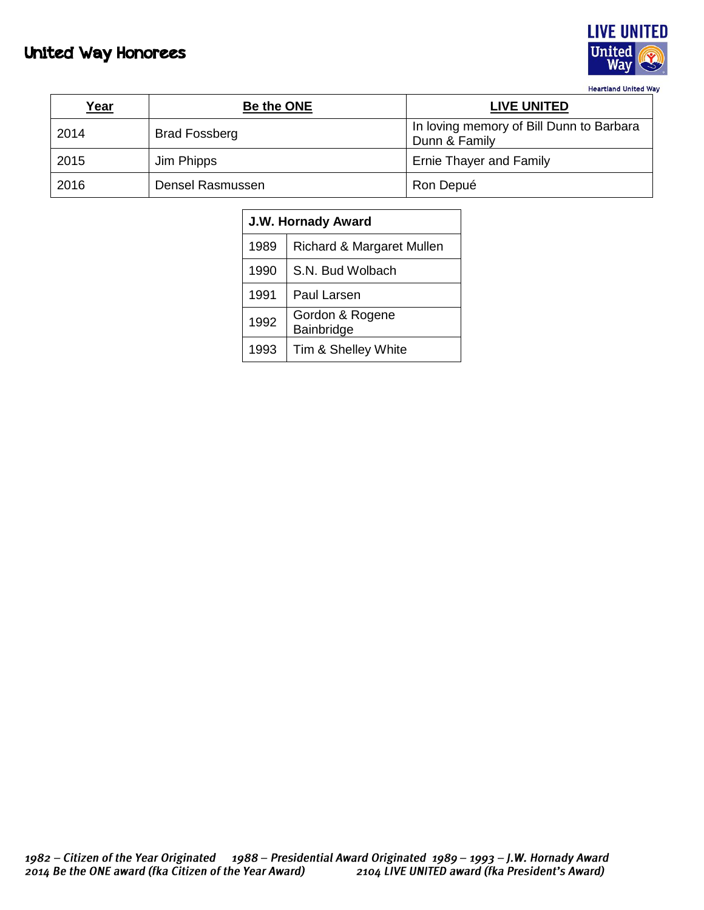# United Way Honorees

LIVE UNITED
United Way
Heartland United Way

| Year | Be the ONE | LIVE UNITED |
| --- | --- | --- |
| 2014 | Brad Fossberg | In loving memory of Bill Dunn to Barbara Dunn & Family |
| 2015 | Jim Phipps | Ernie Thayer and Family |
| 2016 | Densel Rasmussen | Ron Depué |

| J.W. Hornady Award | |
| --- | --- |
| 1989 | Richard & Margaret Mullen |
| 1990 | S.N. Bud Wolbach |
| 1991 | Paul Larsen |
| 1992 | Gordon & Rogene Bainbridge |
| 1993 | Tim & Shelley White |

*1982 – Citizen of the Year Originated     1988 – Presidential Award Originated  1989 – 1993 – J.W. Hornady Award*
*2014 Be the ONE award (fka Citizen of the Year Award)     2104 LIVE UNITED award (fka President's Award)*